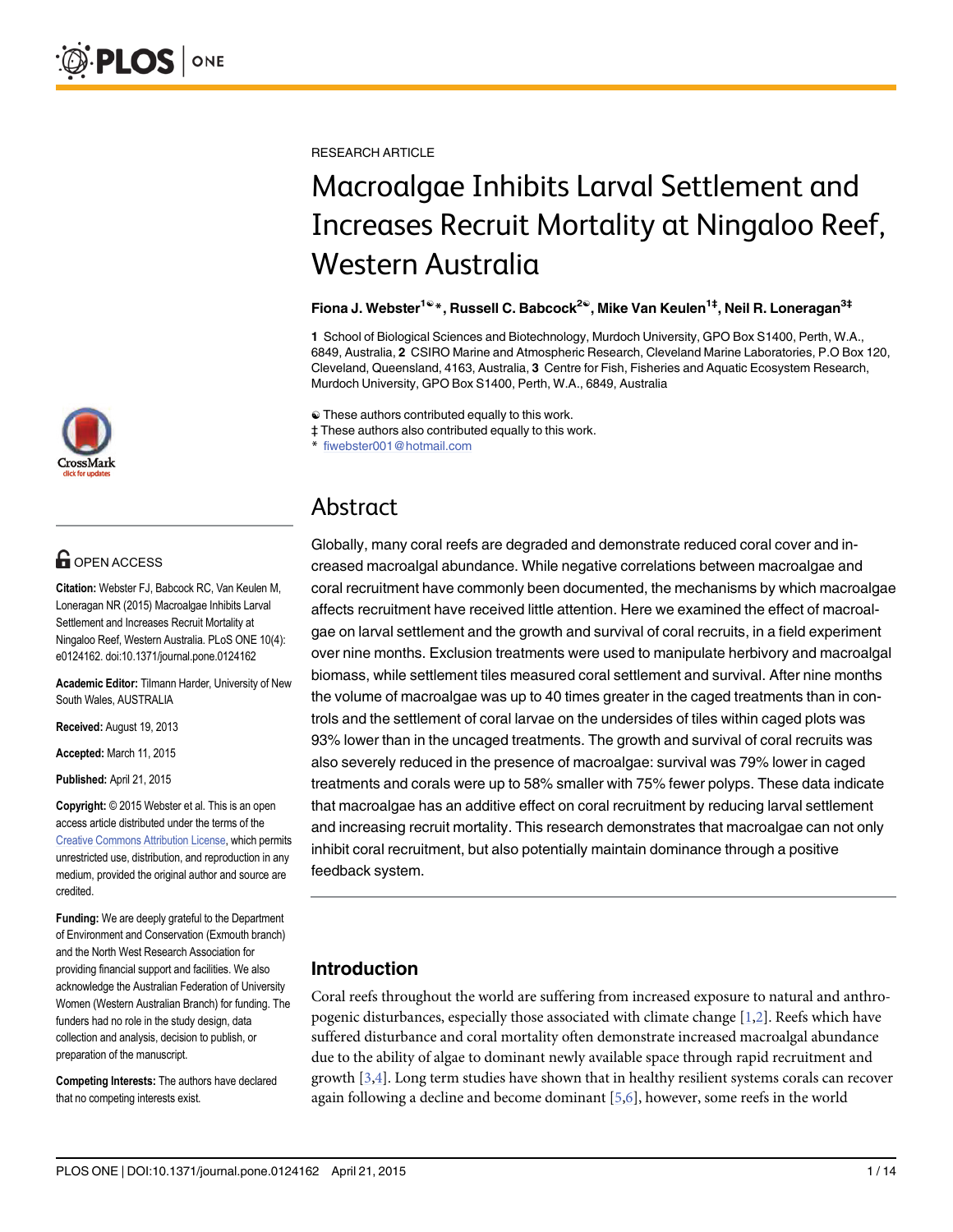RESEARCH ARTICLE

# Macroalgae Inhibits Larval Settlement and Increases Recruit Mortality at Ningaloo Reef, Western Australia

**Fiona J. Webster[1]\*, Russell C. Babcock[2], Mike Van Keulen[1‡], Neil R. Loneragan[3‡]**

1 School of Biological Sciences and Biotechnology, Murdoch University, GPO Box S1400, Perth, W.A., 6849, Australia, 2 CSIRO Marine and Atmospheric Research, Cleveland Marine Laboratories, P.O Box 120, Cleveland, Queensland, 4163, Australia, 3 Centre for Fish, Fisheries and Aquatic Ecosystem Research, Murdoch University, GPO Box S1400, Perth, W.A., 6849, Australia

These authors contributed equally to this work.
‡ These authors also contributed equally to this work.
\* fiwebster001@hotmail.com

OPEN ACCESS

**Citation:** Webster FJ, Babcock RC, Van Keulen M, Loneragan NR (2015) Macroalgae Inhibits Larval Settlement and Increases Recruit Mortality at Ningaloo Reef, Western Australia. PLoS ONE 10(4): e0124162. doi:10.1371/journal.pone.0124162

**Academic Editor:** Tilmann Harder, University of New South Wales, AUSTRALIA

**Received:** August 19, 2013

**Accepted:** March 11, 2015

**Published:** April 21, 2015

**Copyright:** © 2015 Webster et al. This is an open access article distributed under the terms of the Creative Commons Attribution License, which permits unrestricted use, distribution, and reproduction in any medium, provided the original author and source are credited.

**Funding:** We are deeply grateful to the Department of Environment and Conservation (Exmouth branch) and the North West Research Association for providing financial support and facilities. We also acknowledge the Australian Federation of University Women (Western Australian Branch) for funding. The funders had no role in the study design, data collection and analysis, decision to publish, or preparation of the manuscript.

**Competing Interests:** The authors have declared that no competing interests exist.

## Abstract

Globally, many coral reefs are degraded and demonstrate reduced coral cover and increased macroalgal abundance. While negative correlations between macroalgae and coral recruitment have commonly been documented, the mechanisms by which macroalgae affects recruitment have received little attention. Here we examined the effect of macroalgae on larval settlement and the growth and survival of coral recruits, in a field experiment over nine months. Exclusion treatments were used to manipulate herbivory and macroalgal biomass, while settlement tiles measured coral settlement and survival. After nine months the volume of macroalgae was up to 40 times greater in the caged treatments than in controls and the settlement of coral larvae on the undersides of tiles within caged plots was 93% lower than in the uncaged treatments. The growth and survival of coral recruits was also severely reduced in the presence of macroalgae: survival was 79% lower in caged treatments and corals were up to 58% smaller with 75% fewer polyps. These data indicate that macroalgae has an additive effect on coral recruitment by reducing larval settlement and increasing recruit mortality. This research demonstrates that macroalgae can not only inhibit coral recruitment, but also potentially maintain dominance through a positive feedback system.

## Introduction

Coral reefs throughout the world are suffering from increased exposure to natural and anthropogenic disturbances, especially those associated with climate change [1,2]. Reefs which have suffered disturbance and coral mortality often demonstrate increased macroalgal abundance due to the ability of algae to dominant newly available space through rapid recruitment and growth [3,4]. Long term studies have shown that in healthy resilient systems corals can recover again following a decline and become dominant [5,6], however, some reefs in the world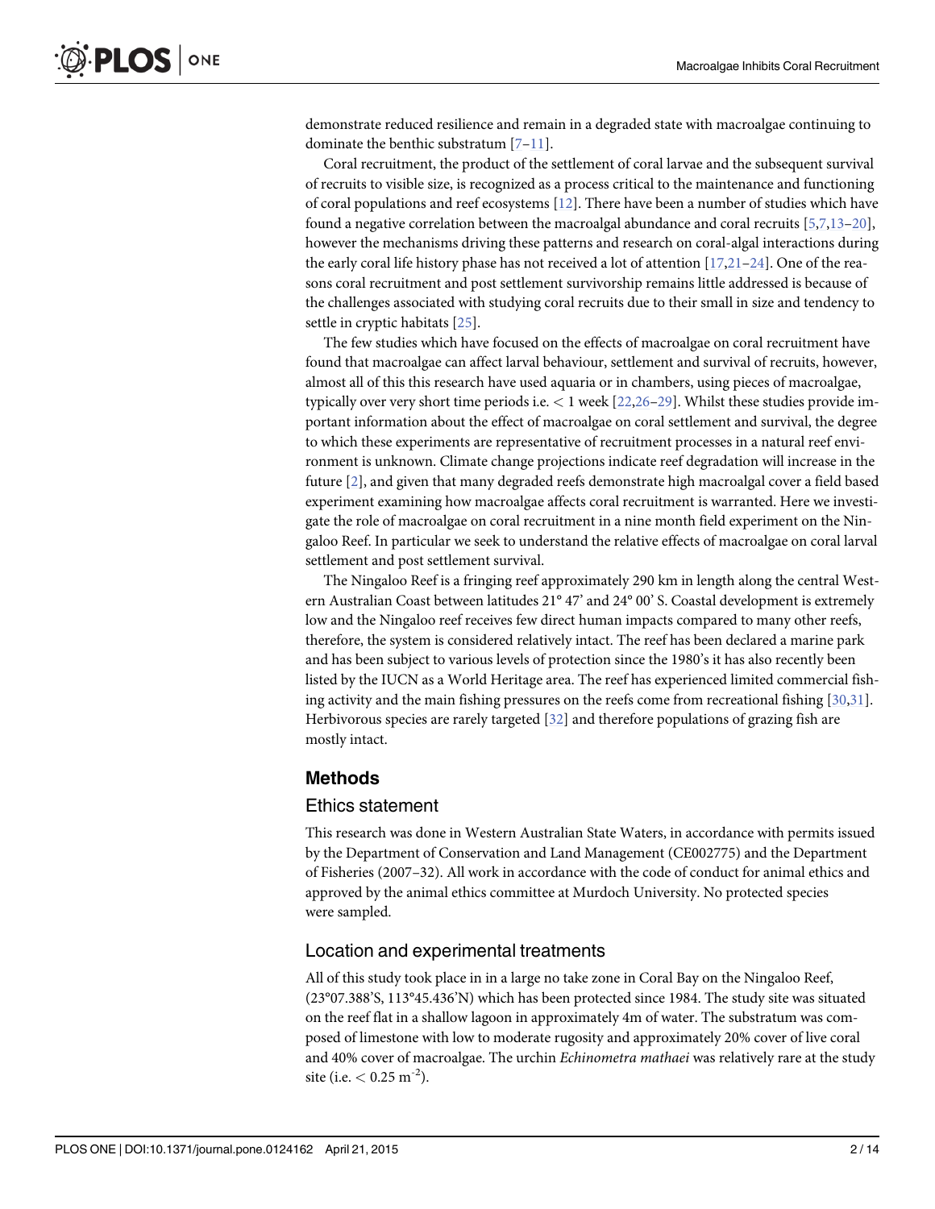demonstrate reduced resilience and remain in a degraded state with macroalgae continuing to dominate the benthic substratum [7–11].

Coral recruitment, the product of the settlement of coral larvae and the subsequent survival of recruits to visible size, is recognized as a process critical to the maintenance and functioning of coral populations and reef ecosystems [12]. There have been a number of studies which have found a negative correlation between the macroalgal abundance and coral recruits [5,7,13–20], however the mechanisms driving these patterns and research on coral-algal interactions during the early coral life history phase has not received a lot of attention [17,21–24]. One of the reasons coral recruitment and post settlement survivorship remains little addressed is because of the challenges associated with studying coral recruits due to their small in size and tendency to settle in cryptic habitats [25].

The few studies which have focused on the effects of macroalgae on coral recruitment have found that macroalgae can affect larval behaviour, settlement and survival of recruits, however, almost all of this this research have used aquaria or in chambers, using pieces of macroalgae, typically over very short time periods i.e. < 1 week [22,26–29]. Whilst these studies provide important information about the effect of macroalgae on coral settlement and survival, the degree to which these experiments are representative of recruitment processes in a natural reef environment is unknown. Climate change projections indicate reef degradation will increase in the future [2], and given that many degraded reefs demonstrate high macroalgal cover a field based experiment examining how macroalgae affects coral recruitment is warranted. Here we investigate the role of macroalgae on coral recruitment in a nine month field experiment on the Ningaloo Reef. In particular we seek to understand the relative effects of macroalgae on coral larval settlement and post settlement survival.

The Ningaloo Reef is a fringing reef approximately 290 km in length along the central Western Australian Coast between latitudes 21° 47' and 24° 00' S. Coastal development is extremely low and the Ningaloo reef receives few direct human impacts compared to many other reefs, therefore, the system is considered relatively intact. The reef has been declared a marine park and has been subject to various levels of protection since the 1980's it has also recently been listed by the IUCN as a World Heritage area. The reef has experienced limited commercial fishing activity and the main fishing pressures on the reefs come from recreational fishing [30,31]. Herbivorous species are rarely targeted [32] and therefore populations of grazing fish are mostly intact.

## Methods

### Ethics statement

This research was done in Western Australian State Waters, in accordance with permits issued by the Department of Conservation and Land Management (CE002775) and the Department of Fisheries (2007–32). All work in accordance with the code of conduct for animal ethics and approved by the animal ethics committee at Murdoch University. No protected species were sampled.

### Location and experimental treatments

All of this study took place in in a large no take zone in Coral Bay on the Ningaloo Reef, (23°07.388'S, 113°45.436'N) which has been protected since 1984. The study site was situated on the reef flat in a shallow lagoon in approximately 4m of water. The substratum was composed of limestone with low to moderate rugosity and approximately 20% cover of live coral and 40% cover of macroalgae. The urchin *Echinometra mathaei* was relatively rare at the study site (i.e. < 0.25 $m^{-2}$).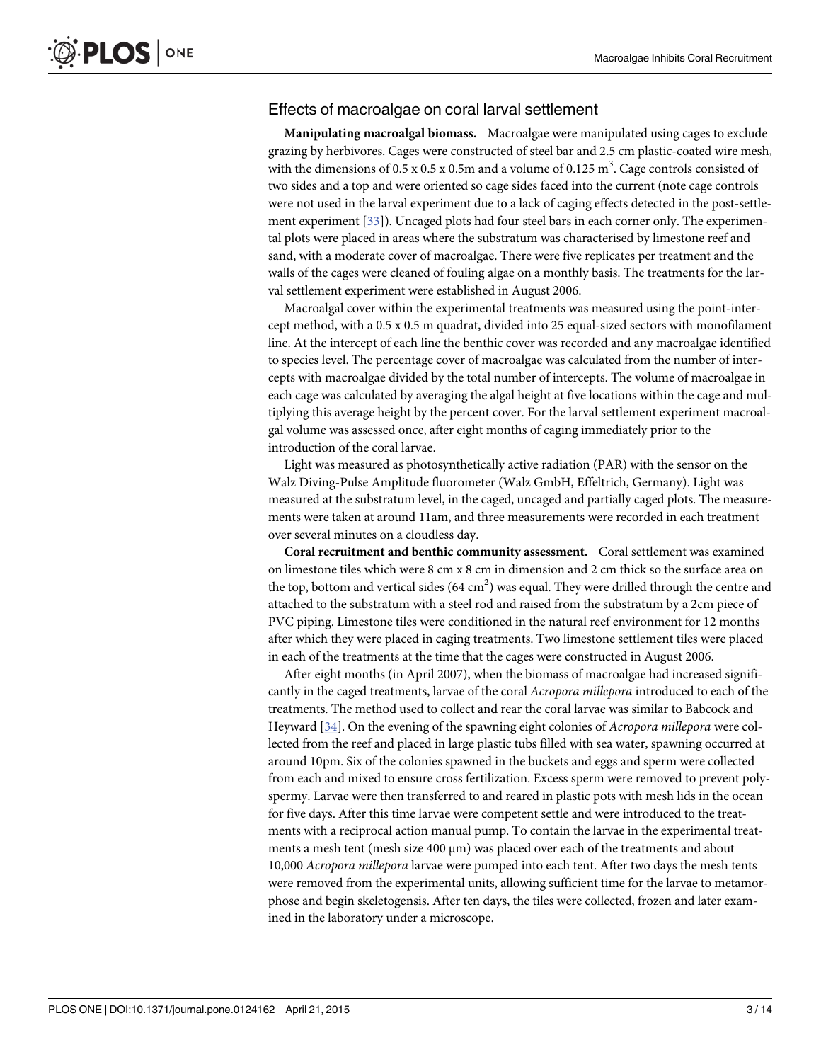## Effects of macroalgae on coral larval settlement

**Manipulating macroalgal biomass.** Macroalgae were manipulated using cages to exclude grazing by herbivores. Cages were constructed of steel bar and 2.5 cm plastic-coated wire mesh, with the dimensions of 0.5 x 0.5 x 0.5m and a volume of 0.125 $m^3$. Cage controls consisted of two sides and a top and were oriented so cage sides faced into the current (note cage controls were not used in the larval experiment due to a lack of caging effects detected in the post-settlement experiment [33]). Uncaged plots had four steel bars in each corner only. The experimental plots were placed in areas where the substratum was characterised by limestone reef and sand, with a moderate cover of macroalgae. There were five replicates per treatment and the walls of the cages were cleaned of fouling algae on a monthly basis. The treatments for the larval settlement experiment were established in August 2006.

Macroalgal cover within the experimental treatments was measured using the point-intercept method, with a 0.5 x 0.5 m quadrat, divided into 25 equal-sized sectors with monofilament line. At the intercept of each line the benthic cover was recorded and any macroalgae identified to species level. The percentage cover of macroalgae was calculated from the number of intercepts with macroalgae divided by the total number of intercepts. The volume of macroalgae in each cage was calculated by averaging the algal height at five locations within the cage and multiplying this average height by the percent cover. For the larval settlement experiment macroalgal volume was assessed once, after eight months of caging immediately prior to the introduction of the coral larvae.

Light was measured as photosynthetically active radiation (PAR) with the sensor on the Walz Diving-Pulse Amplitude fluorometer (Walz GmbH, Effeltrich, Germany). Light was measured at the substratum level, in the caged, uncaged and partially caged plots. The measurements were taken at around 11am, and three measurements were recorded in each treatment over several minutes on a cloudless day.

**Coral recruitment and benthic community assessment.** Coral settlement was examined on limestone tiles which were 8 cm x 8 cm in dimension and 2 cm thick so the surface area on the top, bottom and vertical sides (64 $cm^2$) was equal. They were drilled through the centre and attached to the substratum with a steel rod and raised from the substratum by a 2cm piece of PVC piping. Limestone tiles were conditioned in the natural reef environment for 12 months after which they were placed in caging treatments. Two limestone settlement tiles were placed in each of the treatments at the time that the cages were constructed in August 2006.

After eight months (in April 2007), when the biomass of macroalgae had increased significantly in the caged treatments, larvae of the coral *Acropora millepora* introduced to each of the treatments. The method used to collect and rear the coral larvae was similar to Babcock and Heyward [34]. On the evening of the spawning eight colonies of *Acropora millepora* were collected from the reef and placed in large plastic tubs filled with sea water, spawning occurred at around 10pm. Six of the colonies spawned in the buckets and eggs and sperm were collected from each and mixed to ensure cross fertilization. Excess sperm were removed to prevent polyspermy. Larvae were then transferred to and reared in plastic pots with mesh lids in the ocean for five days. After this time larvae were competent settle and were introduced to the treatments with a reciprocal action manual pump. To contain the larvae in the experimental treatments a mesh tent (mesh size 400 μm) was placed over each of the treatments and about 10,000 *Acropora millepora* larvae were pumped into each tent. After two days the mesh tents were removed from the experimental units, allowing sufficient time for the larvae to metamorphose and begin skeletogensis. After ten days, the tiles were collected, frozen and later examined in the laboratory under a microscope.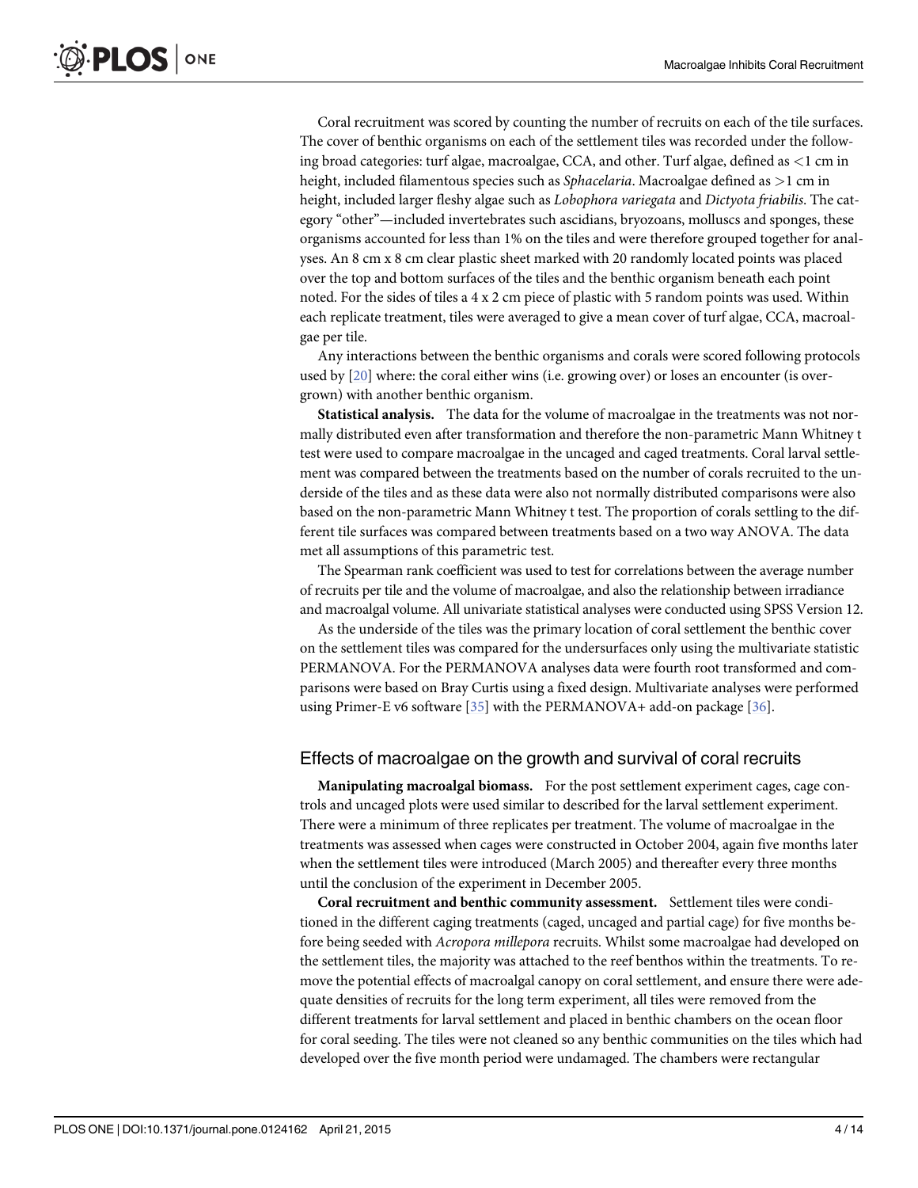Coral recruitment was scored by counting the number of recruits on each of the tile surfaces. The cover of benthic organisms on each of the settlement tiles was recorded under the following broad categories: turf algae, macroalgae, CCA, and other. Turf algae, defined as <1 cm in height, included filamentous species such as *Sphacelaria*. Macroalgae defined as >1 cm in height, included larger fleshy algae such as *Lobophora variegata* and *Dictyota friabilis*. The category "other"—included invertebrates such ascidians, bryozoans, molluscs and sponges, these organisms accounted for less than 1% on the tiles and were therefore grouped together for analyses. An 8 cm x 8 cm clear plastic sheet marked with 20 randomly located points was placed over the top and bottom surfaces of the tiles and the benthic organism beneath each point noted. For the sides of tiles a 4 x 2 cm piece of plastic with 5 random points was used. Within each replicate treatment, tiles were averaged to give a mean cover of turf algae, CCA, macroalgae per tile.

Any interactions between the benthic organisms and corals were scored following protocols used by [20] where: the coral either wins (i.e. growing over) or loses an encounter (is overgrown) with another benthic organism.

**Statistical analysis.** The data for the volume of macroalgae in the treatments was not normally distributed even after transformation and therefore the non-parametric Mann Whitney t test were used to compare macroalgae in the uncaged and caged treatments. Coral larval settlement was compared between the treatments based on the number of corals recruited to the underside of the tiles and as these data were also not normally distributed comparisons were also based on the non-parametric Mann Whitney t test. The proportion of corals settling to the different tile surfaces was compared between treatments based on a two way ANOVA. The data met all assumptions of this parametric test.

The Spearman rank coefficient was used to test for correlations between the average number of recruits per tile and the volume of macroalgae, and also the relationship between irradiance and macroalgal volume. All univariate statistical analyses were conducted using SPSS Version 12.

As the underside of the tiles was the primary location of coral settlement the benthic cover on the settlement tiles was compared for the undersurfaces only using the multivariate statistic PERMANOVA. For the PERMANOVA analyses data were fourth root transformed and comparisons were based on Bray Curtis using a fixed design. Multivariate analyses were performed using Primer-E v6 software [35] with the PERMANOVA+ add-on package [36].

## Effects of macroalgae on the growth and survival of coral recruits

**Manipulating macroalgal biomass.** For the post settlement experiment cages, cage controls and uncaged plots were used similar to described for the larval settlement experiment. There were a minimum of three replicates per treatment. The volume of macroalgae in the treatments was assessed when cages were constructed in October 2004, again five months later when the settlement tiles were introduced (March 2005) and thereafter every three months until the conclusion of the experiment in December 2005.

**Coral recruitment and benthic community assessment.** Settlement tiles were conditioned in the different caging treatments (caged, uncaged and partial cage) for five months before being seeded with *Acropora millepora* recruits. Whilst some macroalgae had developed on the settlement tiles, the majority was attached to the reef benthos within the treatments. To remove the potential effects of macroalgal canopy on coral settlement, and ensure there were adequate densities of recruits for the long term experiment, all tiles were removed from the different treatments for larval settlement and placed in benthic chambers on the ocean floor for coral seeding. The tiles were not cleaned so any benthic communities on the tiles which had developed over the five month period were undamaged. The chambers were rectangular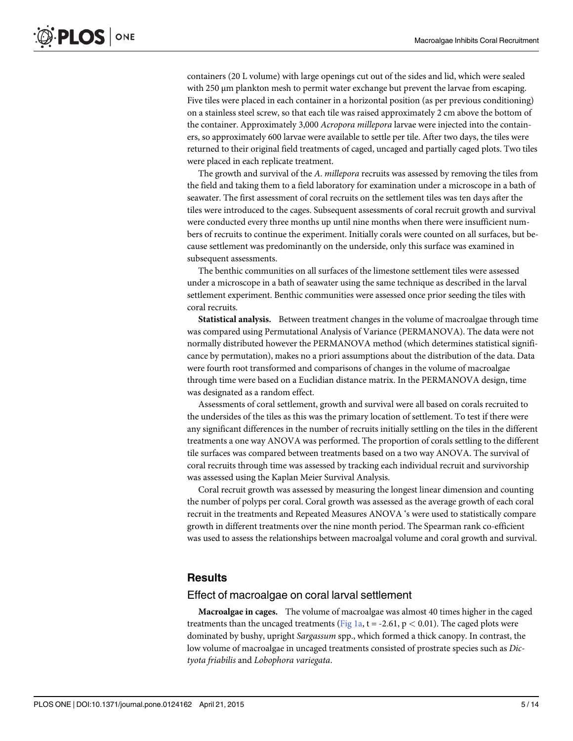containers (20 L volume) with large openings cut out of the sides and lid, which were sealed with 250 μm plankton mesh to permit water exchange but prevent the larvae from escaping. Five tiles were placed in each container in a horizontal position (as per previous conditioning) on a stainless steel screw, so that each tile was raised approximately 2 cm above the bottom of the container. Approximately 3,000 *Acropora millepora* larvae were injected into the containers, so approximately 600 larvae were available to settle per tile. After two days, the tiles were returned to their original field treatments of caged, uncaged and partially caged plots. Two tiles were placed in each replicate treatment.

The growth and survival of the *A. millepora* recruits was assessed by removing the tiles from the field and taking them to a field laboratory for examination under a microscope in a bath of seawater. The first assessment of coral recruits on the settlement tiles was ten days after the tiles were introduced to the cages. Subsequent assessments of coral recruit growth and survival were conducted every three months up until nine months when there were insufficient numbers of recruits to continue the experiment. Initially corals were counted on all surfaces, but because settlement was predominantly on the underside, only this surface was examined in subsequent assessments.

The benthic communities on all surfaces of the limestone settlement tiles were assessed under a microscope in a bath of seawater using the same technique as described in the larval settlement experiment. Benthic communities were assessed once prior seeding the tiles with coral recruits.

**Statistical analysis.** Between treatment changes in the volume of macroalgae through time was compared using Permutational Analysis of Variance (PERMANOVA). The data were not normally distributed however the PERMANOVA method (which determines statistical significance by permutation), makes no a priori assumptions about the distribution of the data. Data were fourth root transformed and comparisons of changes in the volume of macroalgae through time were based on a Euclidian distance matrix. In the PERMANOVA design, time was designated as a random effect.

Assessments of coral settlement, growth and survival were all based on corals recruited to the undersides of the tiles as this was the primary location of settlement. To test if there were any significant differences in the number of recruits initially settling on the tiles in the different treatments a one way ANOVA was performed. The proportion of corals settling to the different tile surfaces was compared between treatments based on a two way ANOVA. The survival of coral recruits through time was assessed by tracking each individual recruit and survivorship was assessed using the Kaplan Meier Survival Analysis.

Coral recruit growth was assessed by measuring the longest linear dimension and counting the number of polyps per coral. Coral growth was assessed as the average growth of each coral recruit in the treatments and Repeated Measures ANOVA 's were used to statistically compare growth in different treatments over the nine month period. The Spearman rank co-efficient was used to assess the relationships between macroalgal volume and coral growth and survival.

## Results

### Effect of macroalgae on coral larval settlement

**Macroalgae in cages.** The volume of macroalgae was almost 40 times higher in the caged treatments than the uncaged treatments (Fig 1a, $t = -2.61$, $p < 0.01$). The caged plots were dominated by bushy, upright *Sargassum* spp., which formed a thick canopy. In contrast, the low volume of macroalgae in uncaged treatments consisted of prostrate species such as *Dictyota friabilis* and *Lobophora variegata*.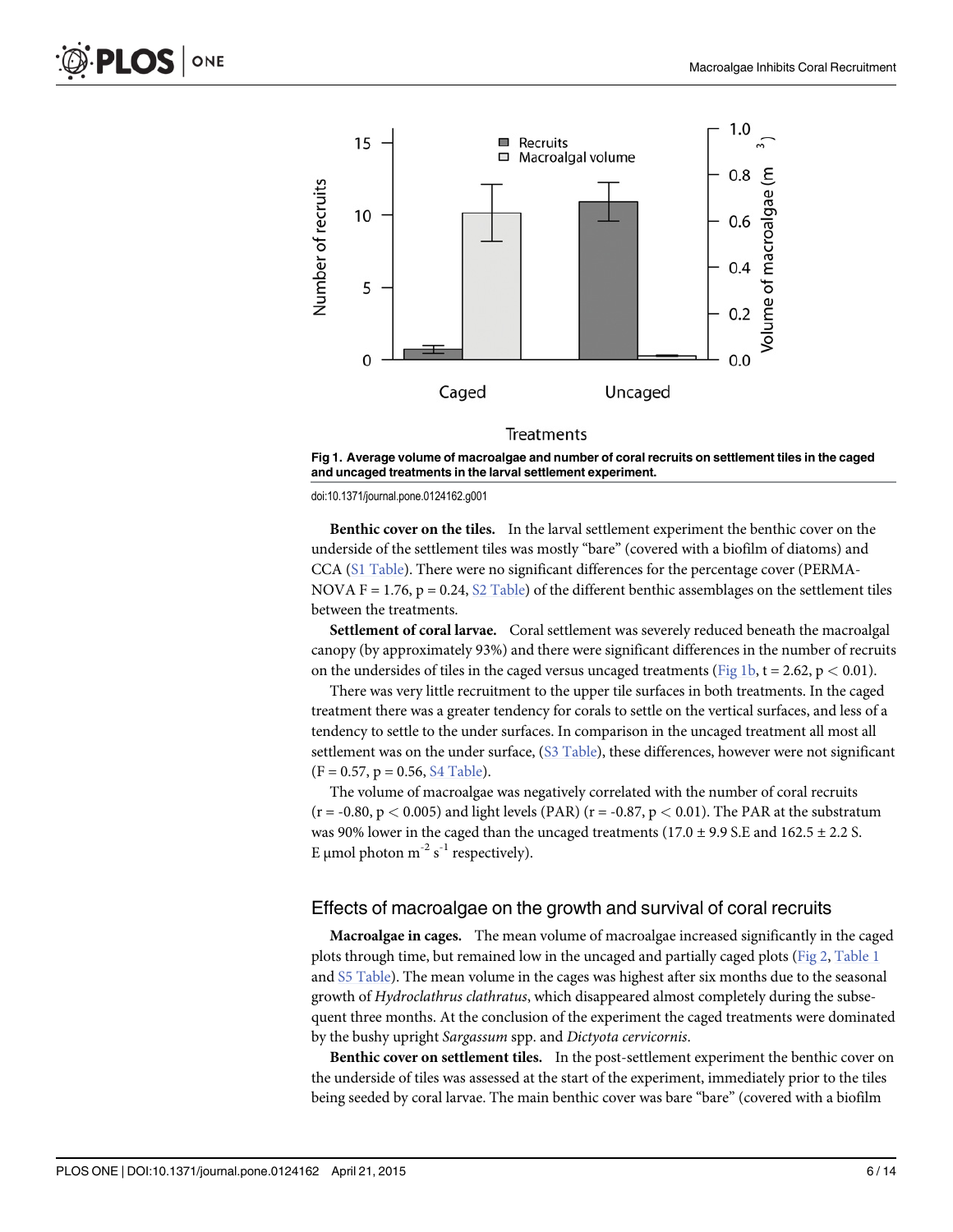Fig 1. Average volume of macroalgae and number of coral recruits on settlement tiles in the caged and uncaged treatments in the larval settlement experiment.

doi:10.1371/journal.pone.0124162.g001

**Benthic cover on the tiles.** In the larval settlement experiment the benthic cover on the underside of the settlement tiles was mostly "bare" (covered with a biofilm of diatoms) and CCA (S1 Table). There were no significant differences for the percentage cover (PERMANOVA $F = 1.76$, $p = 0.24$, S2 Table) of the different benthic assemblages on the settlement tiles between the treatments.

**Settlement of coral larvae.** Coral settlement was severely reduced beneath the macroalgal canopy (by approximately 93%) and there were significant differences in the number of recruits on the undersides of tiles in the caged versus uncaged treatments (Fig 1b, $t = 2.62$, $p < 0.01$).

There was very little recruitment to the upper tile surfaces in both treatments. In the caged treatment there was a greater tendency for corals to settle on the vertical surfaces, and less of a tendency to settle to the under surfaces. In comparison in the uncaged treatment all most all settlement was on the under surface, (S3 Table), these differences, however were not significant ($F = 0.57$, $p = 0.56$, S4 Table).

The volume of macroalgae was negatively correlated with the number of coral recruits ($r = -0.80$, $p < 0.005$) and light levels (PAR) ($r = -0.87$, $p < 0.01$). The PAR at the substratum was 90% lower in the caged than the uncaged treatments (17.0 ± 9.9 S.E and 162.5 ± 2.2 S.E μmol photon $m^{-2}$ $s^{-1}$ respectively).

## Effects of macroalgae on the growth and survival of coral recruits

**Macroalgae in cages.** The mean volume of macroalgae increased significantly in the caged plots through time, but remained low in the uncaged and partially caged plots (Fig 2, Table 1 and S5 Table). The mean volume in the cages was highest after six months due to the seasonal growth of *Hydroclathrus clathratus*, which disappeared almost completely during the subsequent three months. At the conclusion of the experiment the caged treatments were dominated by the bushy upright *Sargassum* spp. and *Dictyota cervicornis*.

**Benthic cover on settlement tiles.** In the post-settlement experiment the benthic cover on the underside of tiles was assessed at the start of the experiment, immediately prior to the tiles being seeded by coral larvae. The main benthic cover was bare "bare" (covered with a biofilm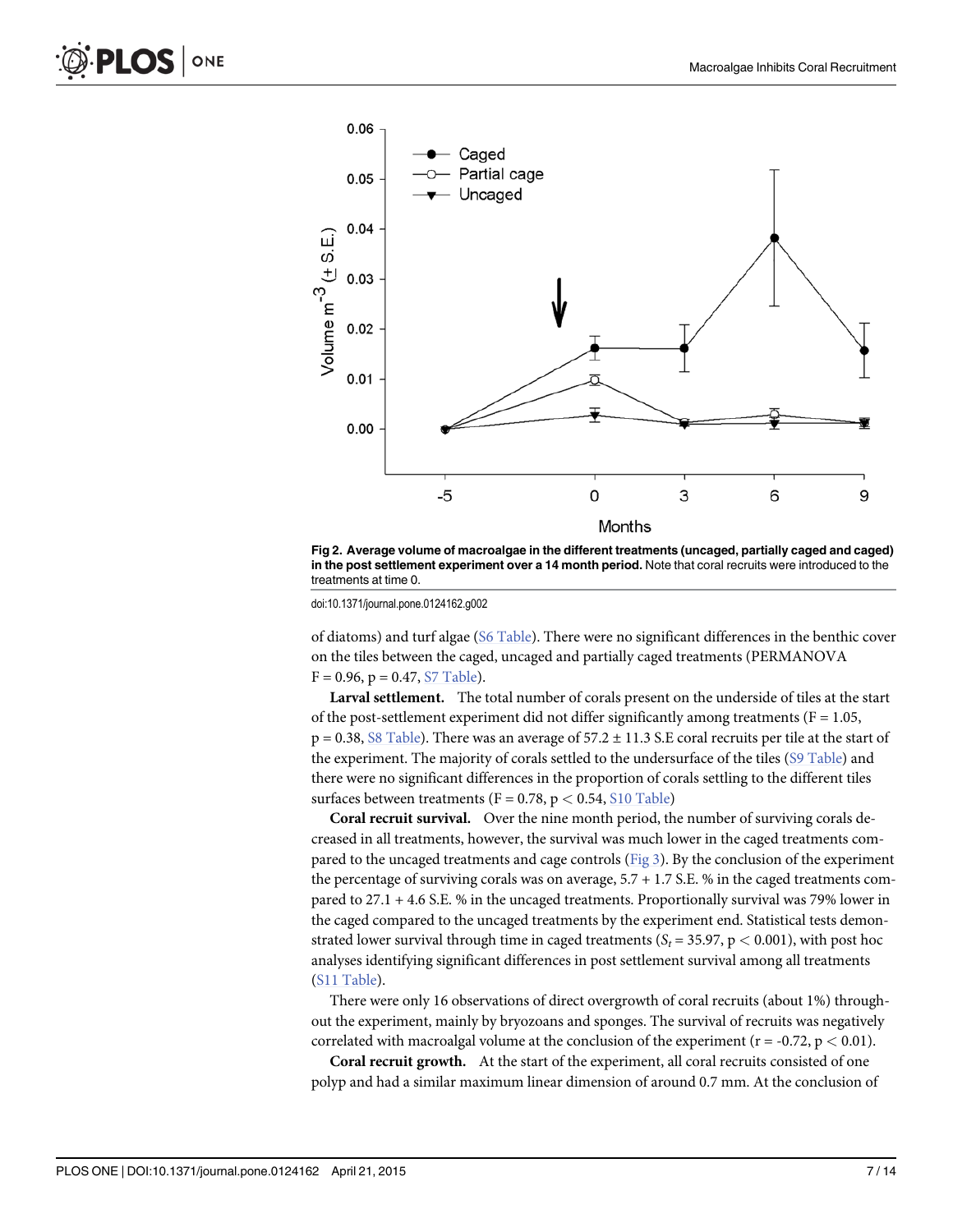Fig 2. Average volume of macroalgae in the different treatments (uncaged, partially caged and caged) in the post settlement experiment over a 14 month period. Note that coral recruits were introduced to the treatments at time 0.

doi:10.1371/journal.pone.0124162.g002

of diatoms) and turf algae (S6 Table). There were no significant differences in the benthic cover on the tiles between the caged, uncaged and partially caged treatments (PERMANOVA $F = 0.96$, $p = 0.47$, S7 Table).

**Larval settlement.** The total number of corals present on the underside of tiles at the start of the post-settlement experiment did not differ significantly among treatments ($F = 1.05$, $p = 0.38$, S8 Table). There was an average of 57.2 ± 11.3 S.E coral recruits per tile at the start of the experiment. The majority of corals settled to the undersurface of the tiles (S9 Table) and there were no significant differences in the proportion of corals settling to the different tiles surfaces between treatments ($F = 0.78$, $p < 0.54$, S10 Table)

**Coral recruit survival.** Over the nine month period, the number of surviving corals decreased in all treatments, however, the survival was much lower in the caged treatments compared to the uncaged treatments and cage controls (Fig 3). By the conclusion of the experiment the percentage of surviving corals was on average, 5.7 + 1.7 S.E. % in the caged treatments compared to 27.1 + 4.6 S.E. % in the uncaged treatments. Proportionally survival was 79% lower in the caged compared to the uncaged treatments by the experiment end. Statistical tests demonstrated lower survival through time in caged treatments ($S_t = 35.97$, $p < 0.001$), with post hoc analyses identifying significant differences in post settlement survival among all treatments (S11 Table).

There were only 16 observations of direct overgrowth of coral recruits (about 1%) throughout the experiment, mainly by bryozoans and sponges. The survival of recruits was negatively correlated with macroalgal volume at the conclusion of the experiment ($r = -0.72$, $p < 0.01$).

**Coral recruit growth.** At the start of the experiment, all coral recruits consisted of one polyp and had a similar maximum linear dimension of around 0.7 mm. At the conclusion of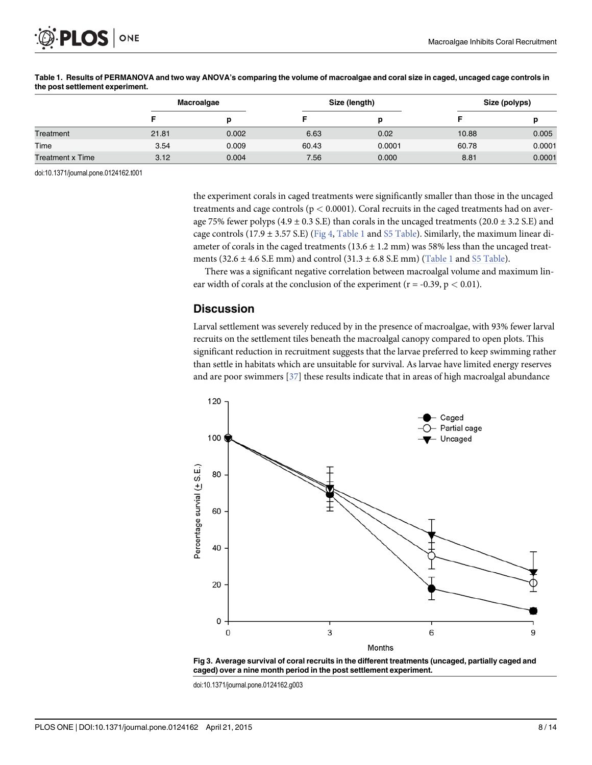Table 1. Results of PERMANOVA and two way ANOVA's comparing the volume of macroalgae and coral size in caged, uncaged cage controls in the post settlement experiment.

| | Macroalgae | | Size (length) | | Size (polyps) | |
|---|---|---|---|---|---|---|
| | F | p | F | p | F | p |
| Treatment | 21.81 | 0.002 | 6.63 | 0.02 | 10.88 | 0.005 |
| Time | 3.54 | 0.009 | 60.43 | 0.0001 | 60.78 | 0.0001 |
| Treatment x Time | 3.12 | 0.004 | 7.56 | 0.000 | 8.81 | 0.0001 |

doi:10.1371/journal.pone.0124162.t001

the experiment corals in caged treatments were significantly smaller than those in the uncaged treatments and cage controls ($p < 0.0001$). Coral recruits in the caged treatments had on average 75% fewer polyps (4.9 ± 0.3 S.E) than corals in the uncaged treatments (20.0 ± 3.2 S.E) and cage controls (17.9 ± 3.57 S.E) (Fig 4, Table 1 and S5 Table). Similarly, the maximum linear diameter of corals in the caged treatments (13.6 ± 1.2 mm) was 58% less than the uncaged treatments (32.6 ± 4.6 S.E mm) and control (31.3 ± 6.8 S.E mm) (Table 1 and S5 Table).

There was a significant negative correlation between macroalgal volume and maximum linear width of corals at the conclusion of the experiment ($r = -0.39$, $p < 0.01$).

## Discussion

Larval settlement was severely reduced by in the presence of macroalgae, with 93% fewer larval recruits on the settlement tiles beneath the macroalgal canopy compared to open plots. This significant reduction in recruitment suggests that the larvae preferred to keep swimming rather than settle in habitats which are unsuitable for survival. As larvae have limited energy reserves and are poor swimmers [37] these results indicate that in areas of high macroalgal abundance

Fig 3. Average survival of coral recruits in the different treatments (uncaged, partially caged and caged) over a nine month period in the post settlement experiment.

doi:10.1371/journal.pone.0124162.g003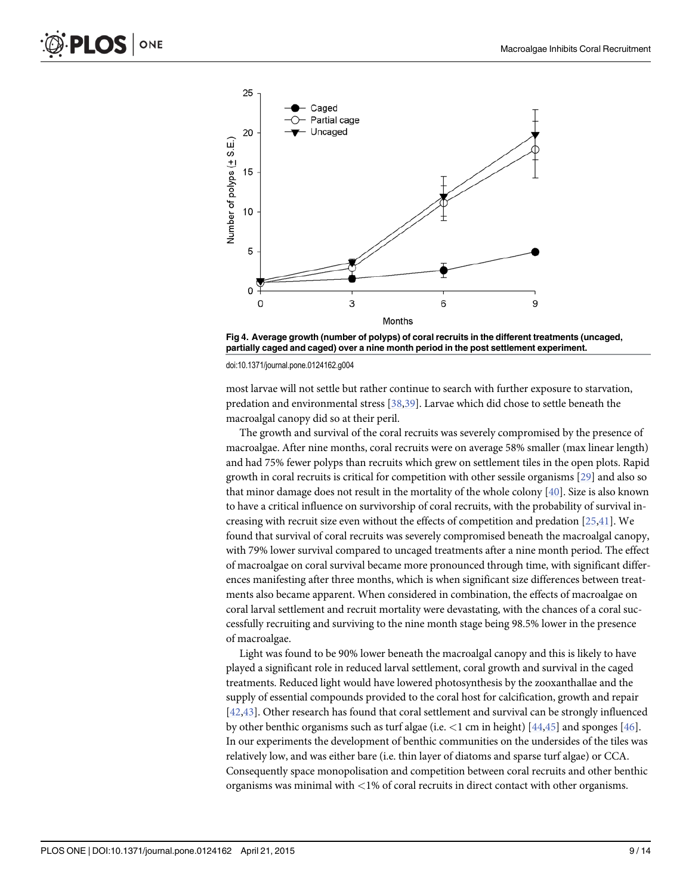Fig 4. Average growth (number of polyps) of coral recruits in the different treatments (uncaged, partially caged and caged) over a nine month period in the post settlement experiment.

doi:10.1371/journal.pone.0124162.g004

most larvae will not settle but rather continue to search with further exposure to starvation, predation and environmental stress [38,39]. Larvae which did chose to settle beneath the macroalgal canopy did so at their peril.

The growth and survival of the coral recruits was severely compromised by the presence of macroalgae. After nine months, coral recruits were on average 58% smaller (max linear length) and had 75% fewer polyps than recruits which grew on settlement tiles in the open plots. Rapid growth in coral recruits is critical for competition with other sessile organisms [29] and also so that minor damage does not result in the mortality of the whole colony [40]. Size is also known to have a critical influence on survivorship of coral recruits, with the probability of survival increasing with recruit size even without the effects of competition and predation [25,41]. We found that survival of coral recruits was severely compromised beneath the macroalgal canopy, with 79% lower survival compared to uncaged treatments after a nine month period. The effect of macroalgae on coral survival became more pronounced through time, with significant differences manifesting after three months, which is when significant size differences between treatments also became apparent. When considered in combination, the effects of macroalgae on coral larval settlement and recruit mortality were devastating, with the chances of a coral successfully recruiting and surviving to the nine month stage being 98.5% lower in the presence of macroalgae.

Light was found to be 90% lower beneath the macroalgal canopy and this is likely to have played a significant role in reduced larval settlement, coral growth and survival in the caged treatments. Reduced light would have lowered photosynthesis by the zooxanthallae and the supply of essential compounds provided to the coral host for calcification, growth and repair [42,43]. Other research has found that coral settlement and survival can be strongly influenced by other benthic organisms such as turf algae (i.e. <1 cm in height) [44,45] and sponges [46]. In our experiments the development of benthic communities on the undersides of the tiles was relatively low, and was either bare (i.e. thin layer of diatoms and sparse turf algae) or CCA. Consequently space monopolisation and competition between coral recruits and other benthic organisms was minimal with <1% of coral recruits in direct contact with other organisms.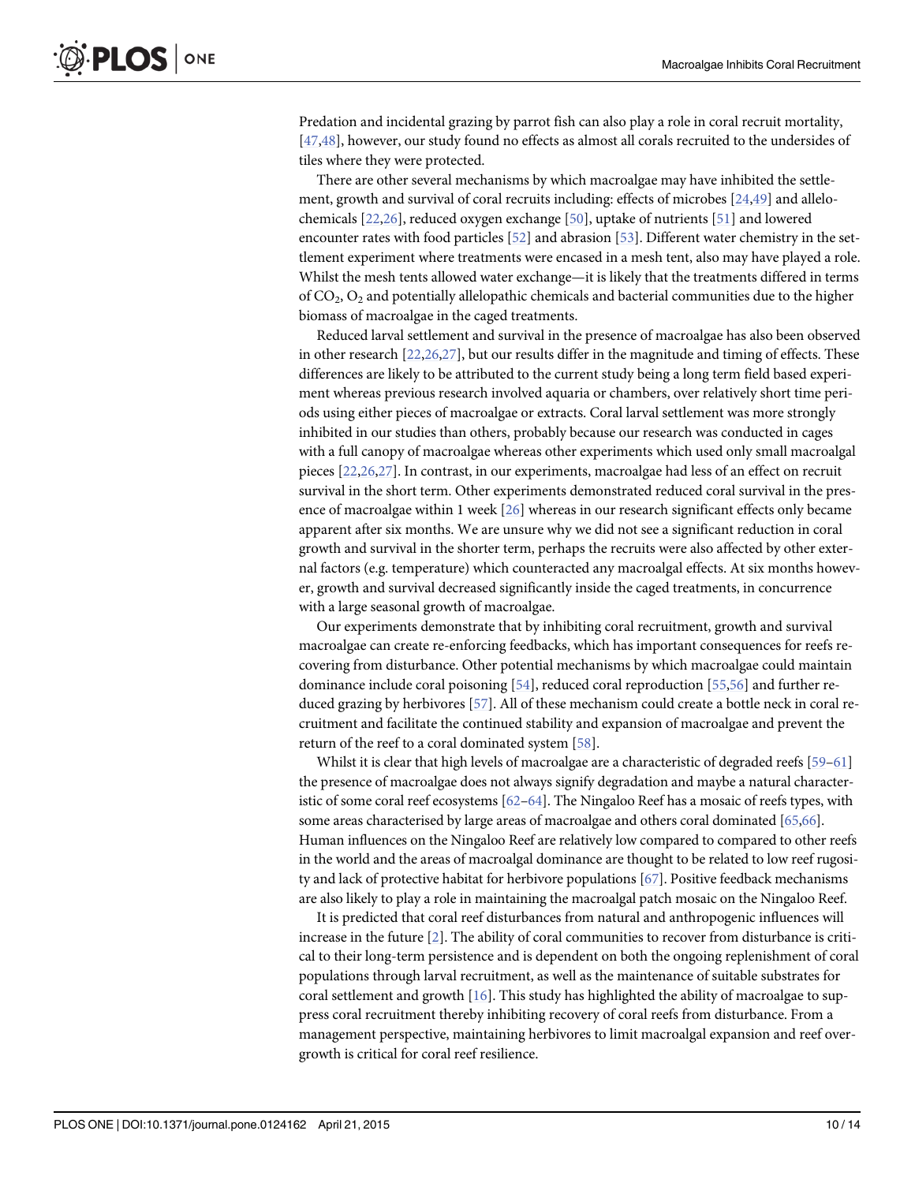Predation and incidental grazing by parrot fish can also play a role in coral recruit mortality, [47,48], however, our study found no effects as almost all corals recruited to the undersides of tiles where they were protected.

There are other several mechanisms by which macroalgae may have inhibited the settlement, growth and survival of coral recruits including: effects of microbes [24,49] and allelochemicals [22,26], reduced oxygen exchange [50], uptake of nutrients [51] and lowered encounter rates with food particles [52] and abrasion [53]. Different water chemistry in the settlement experiment where treatments were encased in a mesh tent, also may have played a role. Whilst the mesh tents allowed water exchange—it is likely that the treatments differed in terms of $CO_2$, $O_2$ and potentially allelopathic chemicals and bacterial communities due to the higher biomass of macroalgae in the caged treatments.

Reduced larval settlement and survival in the presence of macroalgae has also been observed in other research [22,26,27], but our results differ in the magnitude and timing of effects. These differences are likely to be attributed to the current study being a long term field based experiment whereas previous research involved aquaria or chambers, over relatively short time periods using either pieces of macroalgae or extracts. Coral larval settlement was more strongly inhibited in our studies than others, probably because our research was conducted in cages with a full canopy of macroalgae whereas other experiments which used only small macroalgal pieces [22,26,27]. In contrast, in our experiments, macroalgae had less of an effect on recruit survival in the short term. Other experiments demonstrated reduced coral survival in the presence of macroalgae within 1 week [26] whereas in our research significant effects only became apparent after six months. We are unsure why we did not see a significant reduction in coral growth and survival in the shorter term, perhaps the recruits were also affected by other external factors (e.g. temperature) which counteracted any macroalgal effects. At six months however, growth and survival decreased significantly inside the caged treatments, in concurrence with a large seasonal growth of macroalgae.

Our experiments demonstrate that by inhibiting coral recruitment, growth and survival macroalgae can create re-enforcing feedbacks, which has important consequences for reefs recovering from disturbance. Other potential mechanisms by which macroalgae could maintain dominance include coral poisoning [54], reduced coral reproduction [55,56] and further reduced grazing by herbivores [57]. All of these mechanism could create a bottle neck in coral recruitment and facilitate the continued stability and expansion of macroalgae and prevent the return of the reef to a coral dominated system [58].

Whilst it is clear that high levels of macroalgae are a characteristic of degraded reefs [59–61] the presence of macroalgae does not always signify degradation and maybe a natural characteristic of some coral reef ecosystems [62–64]. The Ningaloo Reef has a mosaic of reefs types, with some areas characterised by large areas of macroalgae and others coral dominated [65,66]. Human influences on the Ningaloo Reef are relatively low compared to compared to other reefs in the world and the areas of macroalgal dominance are thought to be related to low reef rugosity and lack of protective habitat for herbivore populations [67]. Positive feedback mechanisms are also likely to play a role in maintaining the macroalgal patch mosaic on the Ningaloo Reef.

It is predicted that coral reef disturbances from natural and anthropogenic influences will increase in the future [2]. The ability of coral communities to recover from disturbance is critical to their long-term persistence and is dependent on both the ongoing replenishment of coral populations through larval recruitment, as well as the maintenance of suitable substrates for coral settlement and growth [16]. This study has highlighted the ability of macroalgae to suppress coral recruitment thereby inhibiting recovery of coral reefs from disturbance. From a management perspective, maintaining herbivores to limit macroalgal expansion and reef overgrowth is critical for coral reef resilience.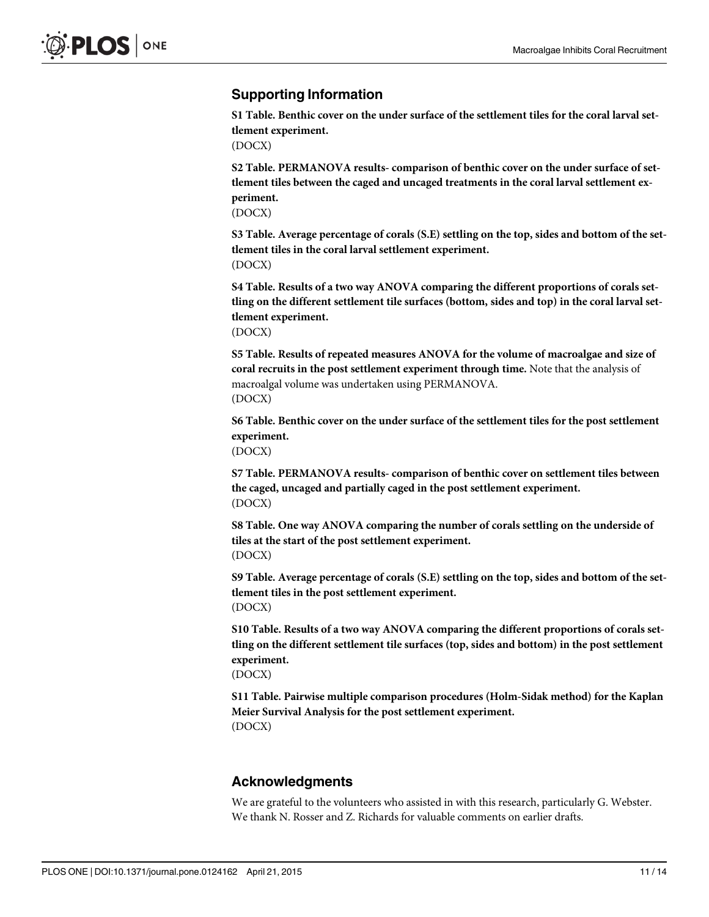## Supporting Information

**S1 Table. Benthic cover on the under surface of the settlement tiles for the coral larval settlement experiment.**
(DOCX)

**S2 Table. PERMANOVA results- comparison of benthic cover on the under surface of settlement tiles between the caged and uncaged treatments in the coral larval settlement experiment.**
(DOCX)

**S3 Table. Average percentage of corals (S.E) settling on the top, sides and bottom of the settlement tiles in the coral larval settlement experiment.**
(DOCX)

**S4 Table. Results of a two way ANOVA comparing the different proportions of corals settling on the different settlement tile surfaces (bottom, sides and top) in the coral larval settlement experiment.**
(DOCX)

**S5 Table. Results of repeated measures ANOVA for the volume of macroalgae and size of coral recruits in the post settlement experiment through time.** Note that the analysis of macroalgal volume was undertaken using PERMANOVA.
(DOCX)

**S6 Table. Benthic cover on the under surface of the settlement tiles for the post settlement experiment.**
(DOCX)

**S7 Table. PERMANOVA results- comparison of benthic cover on settlement tiles between the caged, uncaged and partially caged in the post settlement experiment.**
(DOCX)

**S8 Table. One way ANOVA comparing the number of corals settling on the underside of tiles at the start of the post settlement experiment.**
(DOCX)

**S9 Table. Average percentage of corals (S.E) settling on the top, sides and bottom of the settlement tiles in the post settlement experiment.**
(DOCX)

**S10 Table. Results of a two way ANOVA comparing the different proportions of corals settling on the different settlement tile surfaces (top, sides and bottom) in the post settlement experiment.**
(DOCX)

**S11 Table. Pairwise multiple comparison procedures (Holm-Sidak method) for the Kaplan Meier Survival Analysis for the post settlement experiment.**
(DOCX)

## Acknowledgments

We are grateful to the volunteers who assisted in with this research, particularly G. Webster. We thank N. Rosser and Z. Richards for valuable comments on earlier drafts.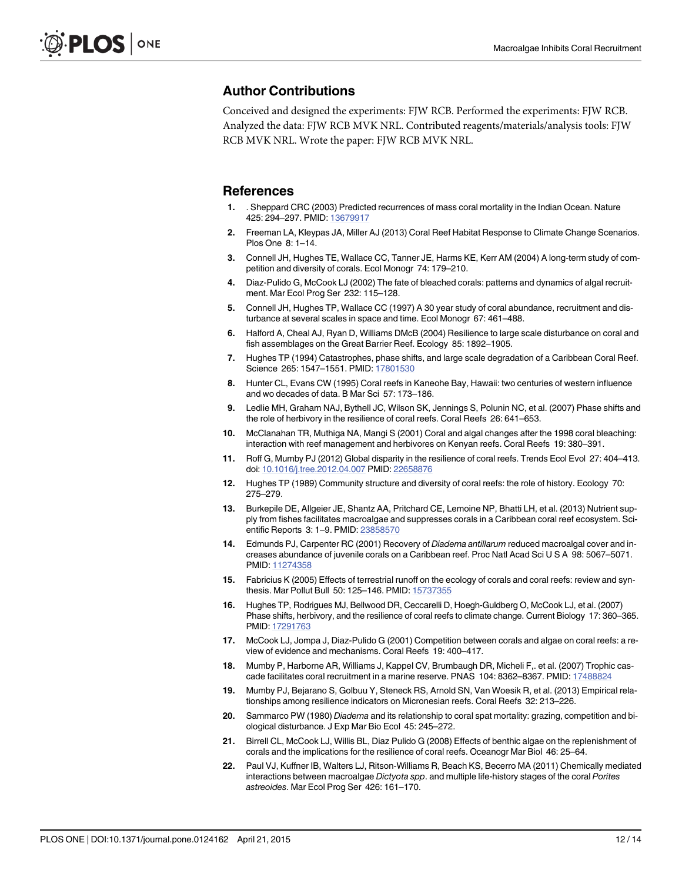## Author Contributions

Conceived and designed the experiments: FJW RCB. Performed the experiments: FJW RCB. Analyzed the data: FJW RCB MVK NRL. Contributed reagents/materials/analysis tools: FJW RCB MVK NRL. Wrote the paper: FJW RCB MVK NRL.

## References

1. . Sheppard CRC (2003) Predicted recurrences of mass coral mortality in the Indian Ocean. Nature 425: 294–297. PMID: 13679917
2. Freeman LA, Kleypas JA, Miller AJ (2013) Coral Reef Habitat Response to Climate Change Scenarios. Plos One 8: 1–14.
3. Connell JH, Hughes TE, Wallace CC, Tanner JE, Harms KE, Kerr AM (2004) A long-term study of competition and diversity of corals. Ecol Monogr 74: 179–210.
4. Diaz-Pulido G, McCook LJ (2002) The fate of bleached corals: patterns and dynamics of algal recruitment. Mar Ecol Prog Ser 232: 115–128.
5. Connell JH, Hughes TP, Wallace CC (1997) A 30 year study of coral abundance, recruitment and disturbance at several scales in space and time. Ecol Monogr 67: 461–488.
6. Halford A, Cheal AJ, Ryan D, Williams DMcB (2004) Resilience to large scale disturbance on coral and fish assemblages on the Great Barrier Reef. Ecology 85: 1892–1905.
7. Hughes TP (1994) Catastrophes, phase shifts, and large scale degradation of a Caribbean Coral Reef. Science 265: 1547–1551. PMID: 17801530
8. Hunter CL, Evans CW (1995) Coral reefs in Kaneohe Bay, Hawaii: two centuries of western influence and wo decades of data. B Mar Sci 57: 173–186.
9. Ledlie MH, Graham NAJ, Bythell JC, Wilson SK, Jennings S, Polunin NC, et al. (2007) Phase shifts and the role of herbivory in the resilience of coral reefs. Coral Reefs 26: 641–653.
10. McClanahan TR, Muthiga NA, Mangi S (2001) Coral and algal changes after the 1998 coral bleaching: interaction with reef management and herbivores on Kenyan reefs. Coral Reefs 19: 380–391.
11. Roff G, Mumby PJ (2012) Global disparity in the resilience of coral reefs. Trends Ecol Evol 27: 404–413. doi: 10.1016/j.tree.2012.04.007 PMID: 22658876
12. Hughes TP (1989) Community structure and diversity of coral reefs: the role of history. Ecology 70: 275–279.
13. Burkepile DE, Allgeier JE, Shantz AA, Pritchard CE, Lemoine NP, Bhatti LH, et al. (2013) Nutrient supply from fishes facilitates macroalgae and suppresses corals in a Caribbean coral reef ecosystem. Scientific Reports 3: 1–9. PMID: 23858570
14. Edmunds PJ, Carpenter RC (2001) Recovery of *Diadema antillarum* reduced macroalgal cover and increases abundance of juvenile corals on a Caribbean reef. Proc Natl Acad Sci U S A 98: 5067–5071. PMID: 11274358
15. Fabricius K (2005) Effects of terrestrial runoff on the ecology of corals and coral reefs: review and synthesis. Mar Pollut Bull 50: 125–146. PMID: 15737355
16. Hughes TP, Rodrigues MJ, Bellwood DR, Ceccarelli D, Hoegh-Guldberg O, McCook LJ, et al. (2007) Phase shifts, herbivory, and the resilience of coral reefs to climate change. Current Biology 17: 360–365. PMID: 17291763
17. McCook LJ, Jompa J, Diaz-Pulido G (2001) Competition between corals and algae on coral reefs: a review of evidence and mechanisms. Coral Reefs 19: 400–417.
18. Mumby PJ, Harborne AR, Williams J, Kappel CV, Brumbaugh DR, Micheli F,. et al. (2007) Trophic cascade facilitates coral recruitment in a marine reserve. PNAS 104: 8362–8367. PMID: 17488824
19. Mumby PJ, Bejarano S, Golbuu Y, Steneck RS, Arnold SN, Van Woesik R, et al. (2013) Empirical relationships among resilience indicators on Micronesian reefs. Coral Reefs 32: 213–226.
20. Sammarco PW (1980) *Diadema* and its relationship to coral spat mortality: grazing, competition and biological disturbance. J Exp Mar Bio Ecol 45: 245–272.
21. Birrell CL, McCook LJ, Willis BL, Diaz Pulido G (2008) Effects of benthic algae on the replenishment of corals and the implications for the resilience of coral reefs. Oceanogr Mar Biol 46: 25–64.
22. Paul VJ, Kuffner IB, Walters LJ, Ritson-Williams R, Beach KS, Becerro MA (2011) Chemically mediated interactions between macroalgae *Dictyota spp*. and multiple life-history stages of the coral *Porites astreoides*. Mar Ecol Prog Ser 426: 161–170.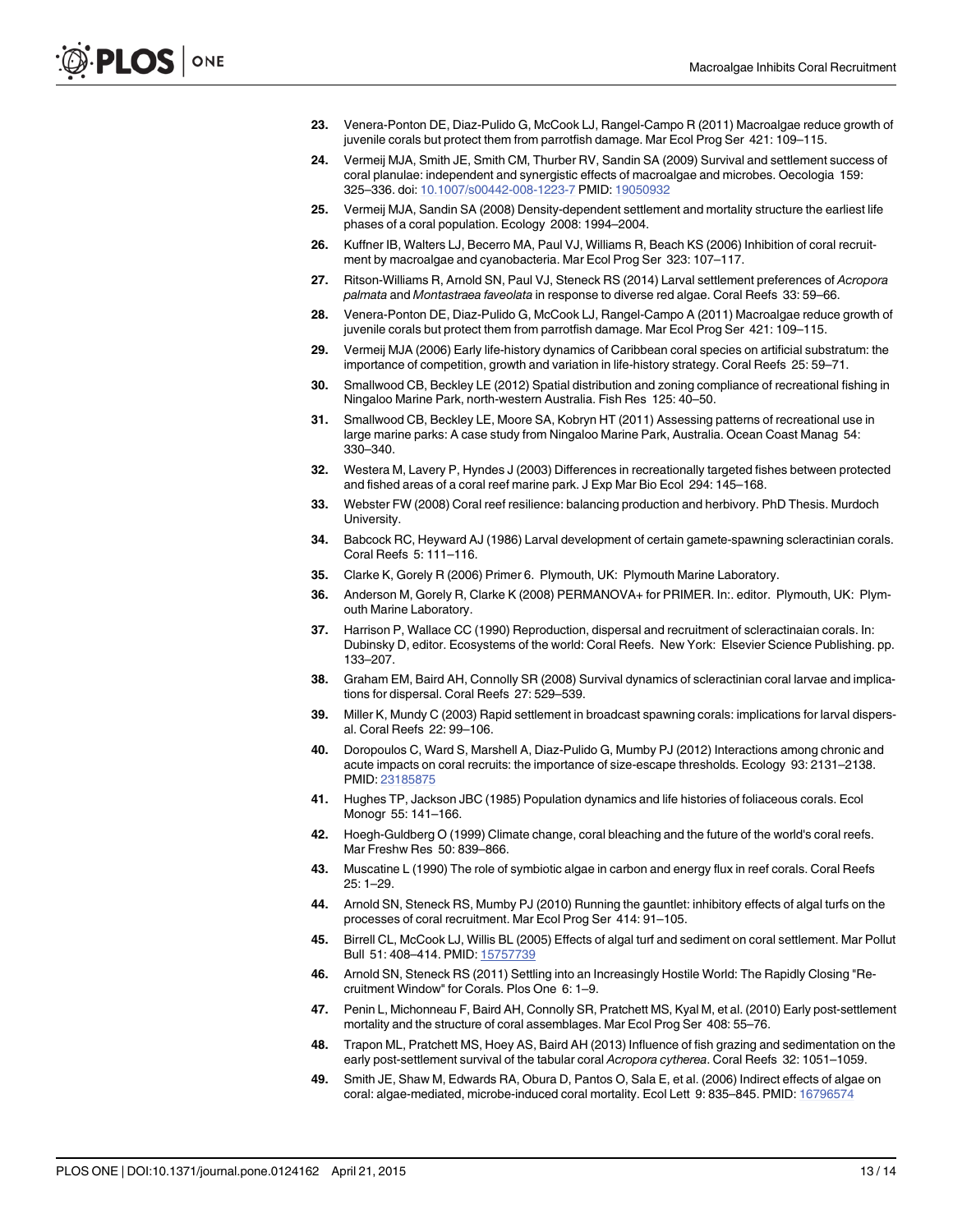23. Venera-Ponton DE, Diaz-Pulido G, McCook LJ, Rangel-Campo R (2011) Macroalgae reduce growth of juvenile corals but protect them from parrotfish damage. Mar Ecol Prog Ser 421: 109–115.
24. Vermeij MJA, Smith JE, Smith CM, Thurber RV, Sandin SA (2009) Survival and settlement success of coral planulae: independent and synergistic effects of macroalgae and microbes. Oecologia 159: 325–336. doi: 10.1007/s00442-008-1223-7 PMID: 19050932
25. Vermeij MJA, Sandin SA (2008) Density-dependent settlement and mortality structure the earliest life phases of a coral population. Ecology 2008: 1994–2004.
26. Kuffner IB, Walters LJ, Becerro MA, Paul VJ, Williams R, Beach KS (2006) Inhibition of coral recruitment by macroalgae and cyanobacteria. Mar Ecol Prog Ser 323: 107–117.
27. Ritson-Williams R, Arnold SN, Paul VJ, Steneck RS (2014) Larval settlement preferences of *Acropora palmata* and *Montastraea faveolata* in response to diverse red algae. Coral Reefs 33: 59–66.
28. Venera-Ponton DE, Diaz-Pulido G, McCook LJ, Rangel-Campo A (2011) Macroalgae reduce growth of juvenile corals but protect them from parrotfish damage. Mar Ecol Prog Ser 421: 109–115.
29. Vermeij MJA (2006) Early life-history dynamics of Caribbean coral species on artificial substratum: the importance of competition, growth and variation in life-history strategy. Coral Reefs 25: 59–71.
30. Smallwood CB, Beckley LE (2012) Spatial distribution and zoning compliance of recreational fishing in Ningaloo Marine Park, north-western Australia. Fish Res 125: 40–50.
31. Smallwood CB, Beckley LE, Moore SA, Kobryn HT (2011) Assessing patterns of recreational use in large marine parks: A case study from Ningaloo Marine Park, Australia. Ocean Coast Manag 54: 330–340.
32. Westera M, Lavery P, Hyndes J (2003) Differences in recreationally targeted fishes between protected and fished areas of a coral reef marine park. J Exp Mar Bio Ecol 294: 145–168.
33. Webster FW (2008) Coral reef resilience: balancing production and herbivory. PhD Thesis. Murdoch University.
34. Babcock RC, Heyward AJ (1986) Larval development of certain gamete-spawning scleractinian corals. Coral Reefs 5: 111–116.
35. Clarke K, Gorely R (2006) Primer 6. Plymouth, UK: Plymouth Marine Laboratory.
36. Anderson M, Gorely R, Clarke K (2008) PERMANOVA+ for PRIMER. In:. editor. Plymouth, UK: Plymouth Marine Laboratory.
37. Harrison P, Wallace CC (1990) Reproduction, dispersal and recruitment of scleractinaian corals. In: Dubinsky D, editor. Ecosystems of the world: Coral Reefs. New York: Elsevier Science Publishing. pp. 133–207.
38. Graham EM, Baird AH, Connolly SR (2008) Survival dynamics of scleractinian coral larvae and implications for dispersal. Coral Reefs 27: 529–539.
39. Miller K, Mundy C (2003) Rapid settlement in broadcast spawning corals: implications for larval dispersal. Coral Reefs 22: 99–106.
40. Doropoulos C, Ward S, Marshell A, Diaz-Pulido G, Mumby PJ (2012) Interactions among chronic and acute impacts on coral recruits: the importance of size-escape thresholds. Ecology 93: 2131–2138. PMID: 23185875
41. Hughes TP, Jackson JBC (1985) Population dynamics and life histories of foliaceous corals. Ecol Monogr 55: 141–166.
42. Hoegh-Guldberg O (1999) Climate change, coral bleaching and the future of the world's coral reefs. Mar Freshw Res 50: 839–866.
43. Muscatine L (1990) The role of symbiotic algae in carbon and energy flux in reef corals. Coral Reefs 25: 1–29.
44. Arnold SN, Steneck RS, Mumby PJ (2010) Running the gauntlet: inhibitory effects of algal turfs on the processes of coral recruitment. Mar Ecol Prog Ser 414: 91–105.
45. Birrell CL, McCook LJ, Willis BL (2005) Effects of algal turf and sediment on coral settlement. Mar Pollut Bull 51: 408–414. PMID: 15757739
46. Arnold SN, Steneck RS (2011) Settling into an Increasingly Hostile World: The Rapidly Closing "Recruitment Window" for Corals. Plos One 6: 1–9.
47. Penin L, Michonneau F, Baird AH, Connolly SR, Pratchett MS, Kyal M, et al. (2010) Early post-settlement mortality and the structure of coral assemblages. Mar Ecol Prog Ser 408: 55–76.
48. Trapon ML, Pratchett MS, Hoey AS, Baird AH (2013) Influence of fish grazing and sedimentation on the early post-settlement survival of the tabular coral *Acropora cytherea*. Coral Reefs 32: 1051–1059.
49. Smith JE, Shaw M, Edwards RA, Obura D, Pantos O, Sala E, et al. (2006) Indirect effects of algae on coral: algae-mediated, microbe-induced coral mortality. Ecol Lett 9: 835–845. PMID: 16796574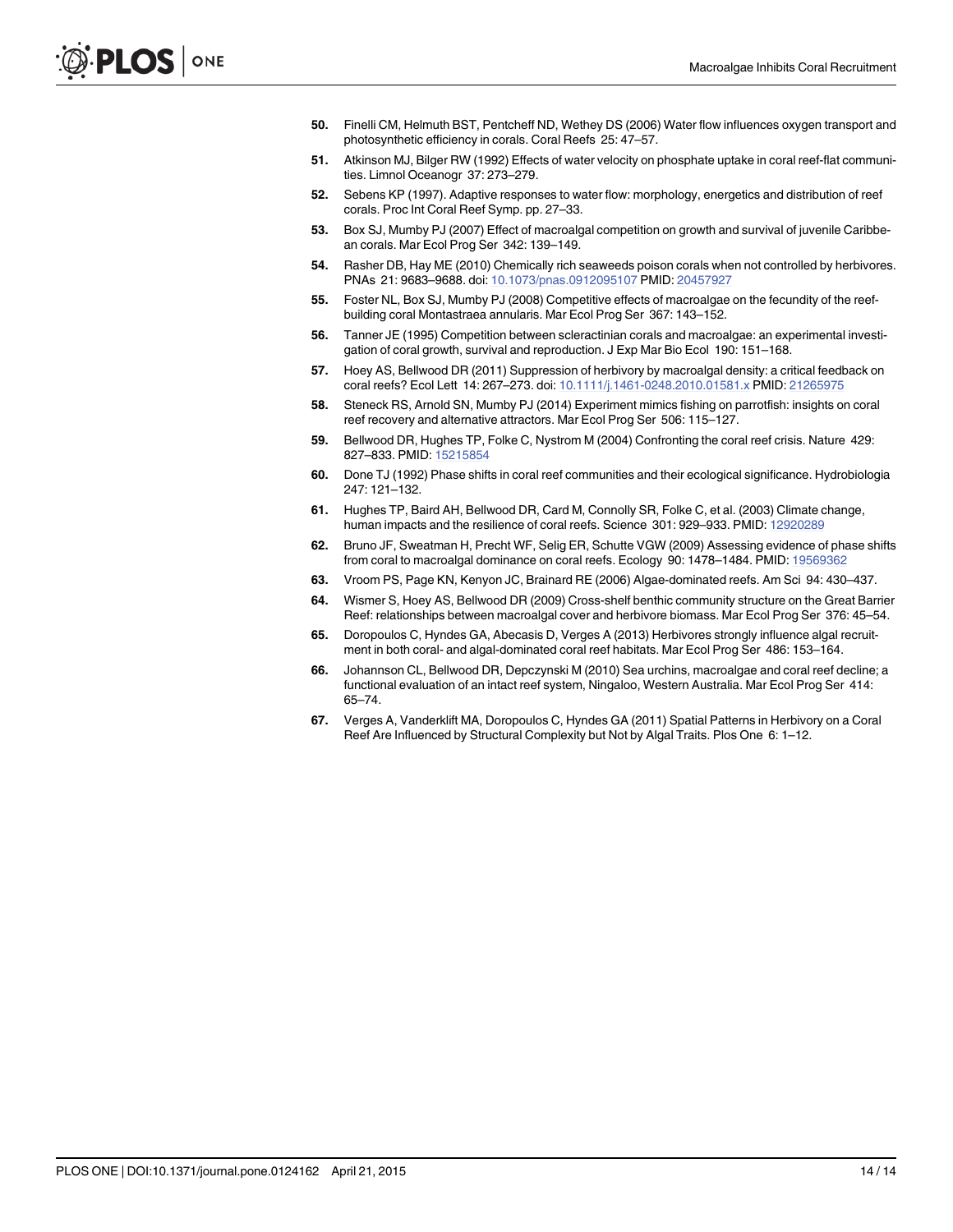50. Finelli CM, Helmuth BST, Pentcheff ND, Wethey DS (2006) Water flow influences oxygen transport and photosynthetic efficiency in corals. Coral Reefs 25: 47–57.
51. Atkinson MJ, Bilger RW (1992) Effects of water velocity on phosphate uptake in coral reef-flat communities. Limnol Oceanogr 37: 273–279.
52. Sebens KP (1997). Adaptive responses to water flow: morphology, energetics and distribution of reef corals. Proc Int Coral Reef Symp. pp. 27–33.
53. Box SJ, Mumby PJ (2007) Effect of macroalgal competition on growth and survival of juvenile Caribbean corals. Mar Ecol Prog Ser 342: 139–149.
54. Rasher DB, Hay ME (2010) Chemically rich seaweeds poison corals when not controlled by herbivores. PNAs 21: 9683–9688. doi: 10.1073/pnas.0912095107 PMID: 20457927
55. Foster NL, Box SJ, Mumby PJ (2008) Competitive effects of macroalgae on the fecundity of the reef-building coral Montastraea annularis. Mar Ecol Prog Ser 367: 143–152.
56. Tanner JE (1995) Competition between scleractinian corals and macroalgae: an experimental investigation of coral growth, survival and reproduction. J Exp Mar Bio Ecol 190: 151–168.
57. Hoey AS, Bellwood DR (2011) Suppression of herbivory by macroalgal density: a critical feedback on coral reefs? Ecol Lett 14: 267–273. doi: 10.1111/j.1461-0248.2010.01581.x PMID: 21265975
58. Steneck RS, Arnold SN, Mumby PJ (2014) Experiment mimics fishing on parrotfish: insights on coral reef recovery and alternative attractors. Mar Ecol Prog Ser 506: 115–127.
59. Bellwood DR, Hughes TP, Folke C, Nystrom M (2004) Confronting the coral reef crisis. Nature 429: 827–833. PMID: 15215854
60. Done TJ (1992) Phase shifts in coral reef communities and their ecological significance. Hydrobiologia 247: 121–132.
61. Hughes TP, Baird AH, Bellwood DR, Card M, Connolly SR, Folke C, et al. (2003) Climate change, human impacts and the resilience of coral reefs. Science 301: 929–933. PMID: 12920289
62. Bruno JF, Sweatman H, Precht WF, Selig ER, Schutte VGW (2009) Assessing evidence of phase shifts from coral to macroalgal dominance on coral reefs. Ecology 90: 1478–1484. PMID: 19569362
63. Vroom PS, Page KN, Kenyon JC, Brainard RE (2006) Algae-dominated reefs. Am Sci 94: 430–437.
64. Wismer S, Hoey AS, Bellwood DR (2009) Cross-shelf benthic community structure on the Great Barrier Reef: relationships between macroalgal cover and herbivore biomass. Mar Ecol Prog Ser 376: 45–54.
65. Doropoulos C, Hyndes GA, Abecasis D, Verges A (2013) Herbivores strongly influence algal recruitment in both coral- and algal-dominated coral reef habitats. Mar Ecol Prog Ser 486: 153–164.
66. Johannson CL, Bellwood DR, Depczynski M (2010) Sea urchins, macroalgae and coral reef decline; a functional evaluation of an intact reef system, Ningaloo, Western Australia. Mar Ecol Prog Ser 414: 65–74.
67. Verges A, Vanderklift MA, Doropoulos C, Hyndes GA (2011) Spatial Patterns in Herbivory on a Coral Reef Are Influenced by Structural Complexity but Not by Algal Traits. Plos One 6: 1–12.